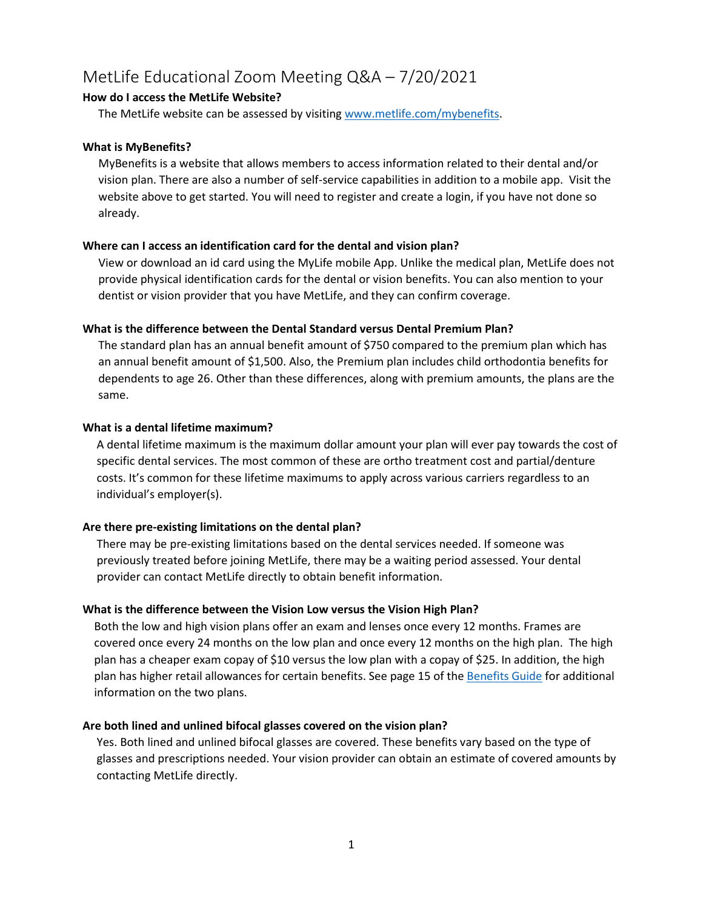# MetLife Educational Zoom Meeting Q&A – 7/20/2021

**How do I access the MetLife Website?**

The MetLife website can be assessed by visiting [www.metlife.com/mybenefits](www.metlife.com/mybenefits).

**What is MyBenefits?**

MyBenefits is a website that allows members to access information related to their dental and/or vision plan. There are also a number of self-service capabilities in addition to a mobile app. Visit the website above to get started. You will need to register and create a login, if you have not done so already.

**Where can I access an identification card for the dental and vision plan?**

View or download an id card using the MyLife mobile App. Unlike the medical plan, MetLife does not provide physical identification cards for the dental or vision benefits. You can also mention to your dentist or vision provider that you have MetLife, and they can confirm coverage.

**What is the difference between the Dental Standard versus Dental Premium Plan?**

The standard plan has an annual benefit amount of $750 compared to the premium plan which has an annual benefit amount of $1,500. Also, the Premium plan includes child orthodontia benefits for dependents to age 26. Other than these differences, along with premium amounts, the plans are the same.

**What is a dental lifetime maximum?**

A dental lifetime maximum is the maximum dollar amount your plan will ever pay towards the cost of specific dental services. The most common of these are ortho treatment cost and partial/denture costs. It's common for these lifetime maximums to apply across various carriers regardless to an individual's employer(s).

**Are there pre-existing limitations on the dental plan?**

There may be pre-existing limitations based on the dental services needed. If someone was previously treated before joining MetLife, there may be a waiting period assessed. Your dental provider can contact MetLife directly to obtain benefit information.

**What is the difference between the Vision Low versus the Vision High Plan?**

Both the low and high vision plans offer an exam and lenses once every 12 months. Frames are covered once every 24 months on the low plan and once every 12 months on the high plan. The high plan has a cheaper exam copay of $10 versus the low plan with a copay of $25. In addition, the high plan has higher retail allowances for certain benefits. See page 15 of the Benefits Guide for additional information on the two plans.

**Are both lined and unlined bifocal glasses covered on the vision plan?**

Yes. Both lined and unlined bifocal glasses are covered. These benefits vary based on the type of glasses and prescriptions needed. Your vision provider can obtain an estimate of covered amounts by contacting MetLife directly.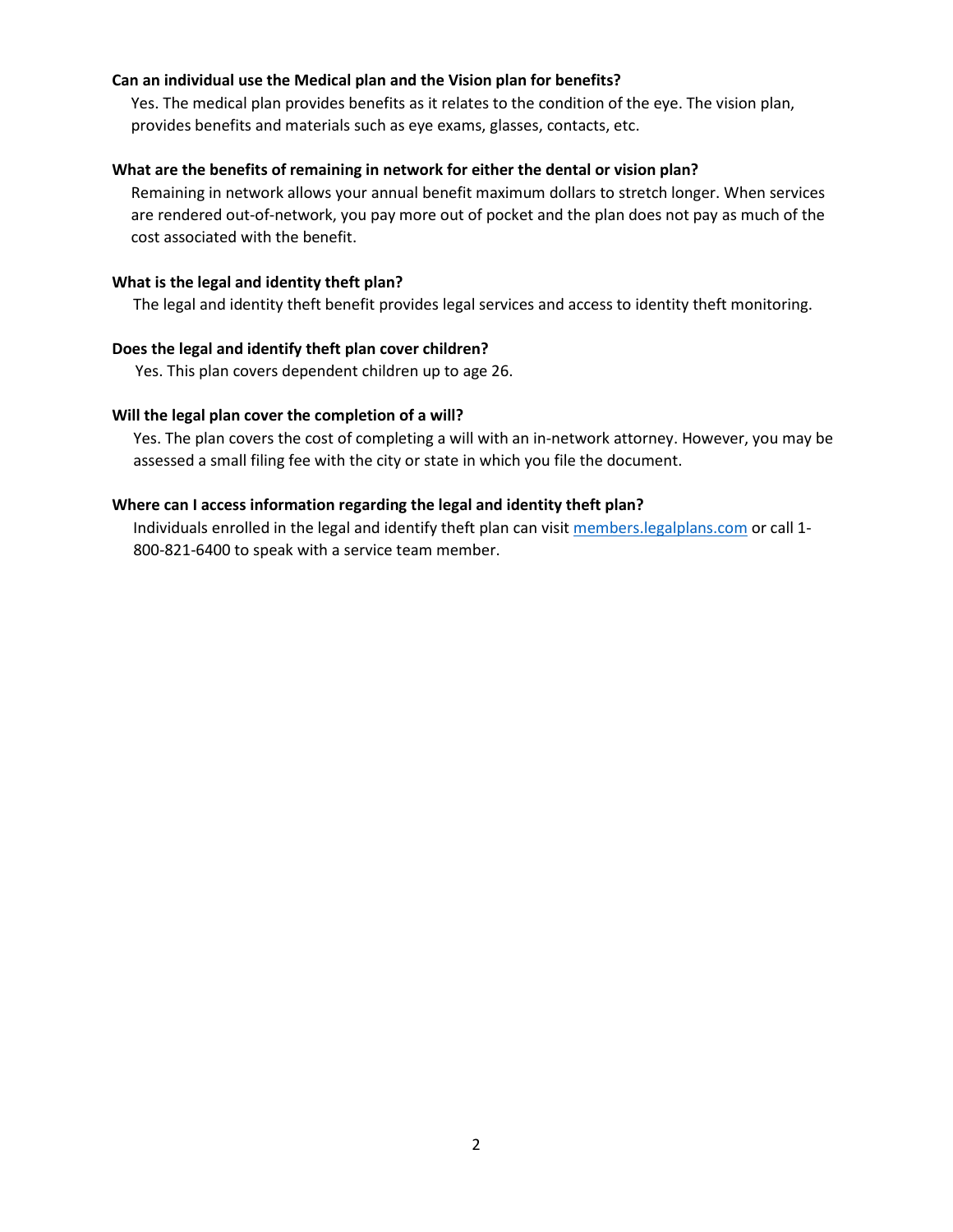**Can an individual use the Medical plan and the Vision plan for benefits?**

Yes. The medical plan provides benefits as it relates to the condition of the eye. The vision plan, provides benefits and materials such as eye exams, glasses, contacts, etc.

**What are the benefits of remaining in network for either the dental or vision plan?**

Remaining in network allows your annual benefit maximum dollars to stretch longer. When services are rendered out-of-network, you pay more out of pocket and the plan does not pay as much of the cost associated with the benefit.

**What is the legal and identity theft plan?**

The legal and identity theft benefit provides legal services and access to identity theft monitoring.

**Does the legal and identify theft plan cover children?**

Yes. This plan covers dependent children up to age 26.

**Will the legal plan cover the completion of a will?**

Yes. The plan covers the cost of completing a will with an in-network attorney. However, you may be assessed a small filing fee with the city or state in which you file the document.

**Where can I access information regarding the legal and identity theft plan?**

Individuals enrolled in the legal and identify theft plan can visit [members.legalplans.com](http://members.legalplans.com) or call 1-800-821-6400 to speak with a service team member.